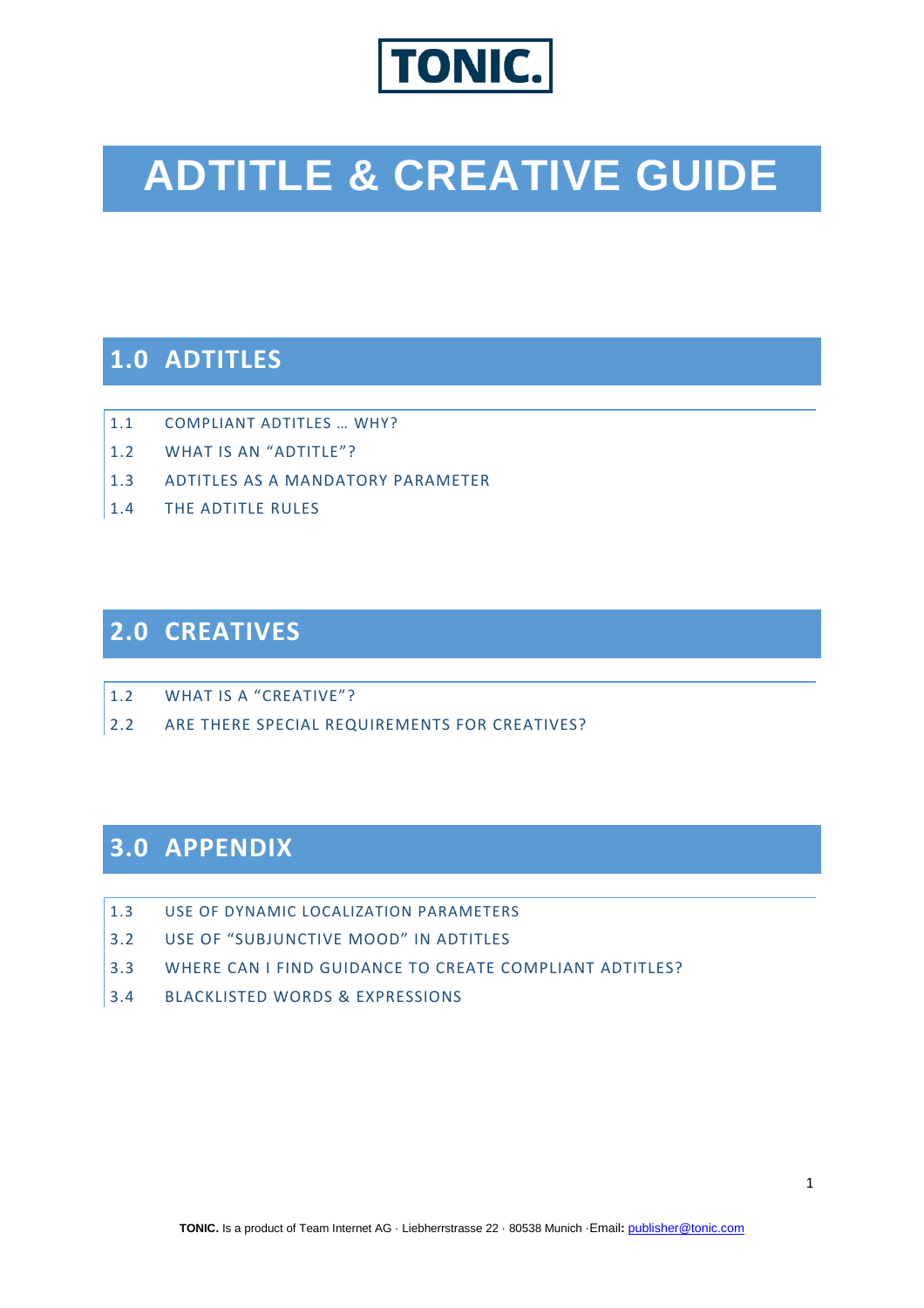**TONIC.**

# ADTITLE & CREATIVE GUIDE

## 1.0 ADTITLES

- 1.1 COMPLIANT ADTITLES … WHY?
- 1.2 WHAT IS AN "ADTITLE"?
- 1.3 ADTITLES AS A MANDATORY PARAMETER
- 1.4 THE ADTITLE RULES

## 2.0 CREATIVES

- 1.2 WHAT IS A "CREATIVE"?
- 2.2 ARE THERE SPECIAL REQUIREMENTS FOR CREATIVES?

## 3.0 APPENDIX

- 1.3 USE OF DYNAMIC LOCALIZATION PARAMETERS
- 3.2 USE OF "SUBJUNCTIVE MOOD" IN ADTITLES
- 3.3 WHERE CAN I FIND GUIDANCE TO CREATE COMPLIANT ADTITLES?
- 3.4 BLACKLISTED WORDS & EXPRESSIONS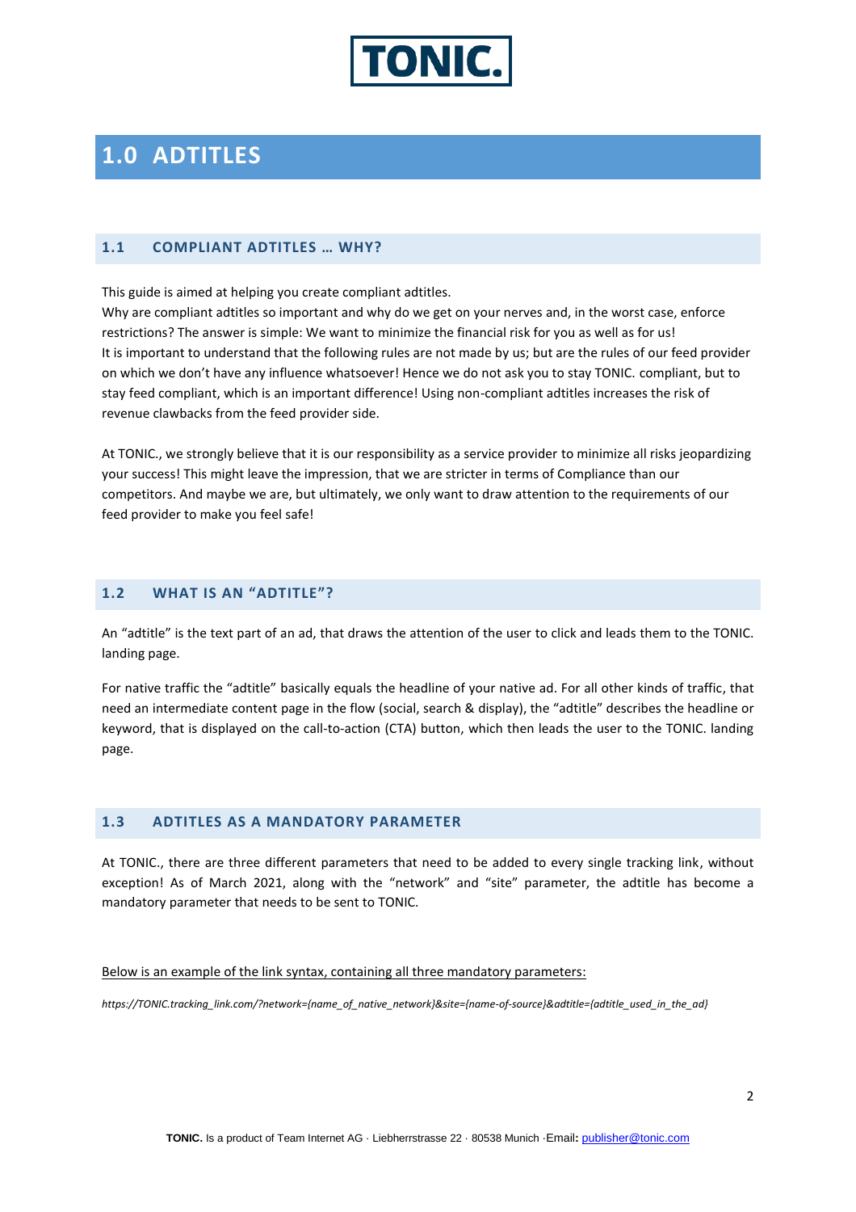# 1.0 ADTITLES

## 1.1 COMPLIANT ADTITLES … WHY?

This guide is aimed at helping you create compliant adtitles.
Why are compliant adtitles so important and why do we get on your nerves and, in the worst case, enforce restrictions? The answer is simple: We want to minimize the financial risk for you as well as for us!
It is important to understand that the following rules are not made by us; but are the rules of our feed provider on which we don't have any influence whatsoever! Hence we do not ask you to stay TONIC. compliant, but to stay feed compliant, which is an important difference! Using non-compliant adtitles increases the risk of revenue clawbacks from the feed provider side.

At TONIC., we strongly believe that it is our responsibility as a service provider to minimize all risks jeopardizing your success! This might leave the impression, that we are stricter in terms of Compliance than our competitors. And maybe we are, but ultimately, we only want to draw attention to the requirements of our feed provider to make you feel safe!

## 1.2 WHAT IS AN "ADTITLE"?

An "adtitle" is the text part of an ad, that draws the attention of the user to click and leads them to the TONIC. landing page.

For native traffic the "adtitle" basically equals the headline of your native ad. For all other kinds of traffic, that need an intermediate content page in the flow (social, search & display), the "adtitle" describes the headline or keyword, that is displayed on the call-to-action (CTA) button, which then leads the user to the TONIC. landing page.

## 1.3 ADTITLES AS A MANDATORY PARAMETER

At TONIC., there are three different parameters that need to be added to every single tracking link, without exception! As of March 2021, along with the "network" and "site" parameter, the adtitle has become a mandatory parameter that needs to be sent to TONIC.

Below is an example of the link syntax, containing all three mandatory parameters:

*https://TONIC.tracking_link.com/?network={name_of_native_network}&site={name-of-source}&adtitle={adtitle_used_in_the_ad}*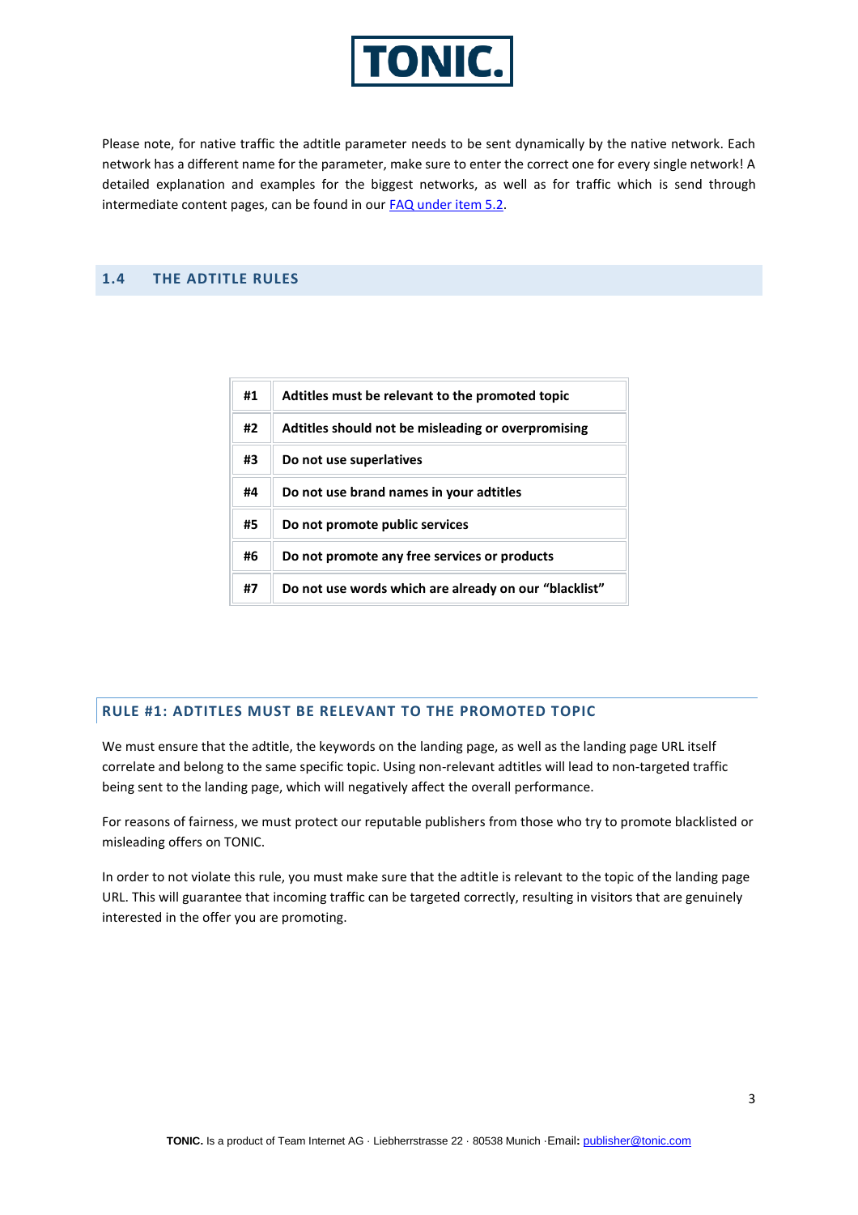Please note, for native traffic the adtitle parameter needs to be sent dynamically by the native network. Each network has a different name for the parameter, make sure to enter the correct one for every single network! A detailed explanation and examples for the biggest networks, as well as for traffic which is send through intermediate content pages, can be found in our [FAQ under item 5.2](#).

## 1.4 THE ADTITLE RULES

| | |
|---|---|
| **#1** | **Adtitles must be relevant to the promoted topic** |
| **#2** | **Adtitles should not be misleading or overpromising** |
| **#3** | **Do not use superlatives** |
| **#4** | **Do not use brand names in your adtitles** |
| **#5** | **Do not promote public services** |
| **#6** | **Do not promote any free services or products** |
| **#7** | **Do not use words which are already on our "blacklist"** |

### RULE #1: ADTITLES MUST BE RELEVANT TO THE PROMOTED TOPIC

We must ensure that the adtitle, the keywords on the landing page, as well as the landing page URL itself correlate and belong to the same specific topic. Using non-relevant adtitles will lead to non-targeted traffic being sent to the landing page, which will negatively affect the overall performance.

For reasons of fairness, we must protect our reputable publishers from those who try to promote blacklisted or misleading offers on TONIC.

In order to not violate this rule, you must make sure that the adtitle is relevant to the topic of the landing page URL. This will guarantee that incoming traffic can be targeted correctly, resulting in visitors that are genuinely interested in the offer you are promoting.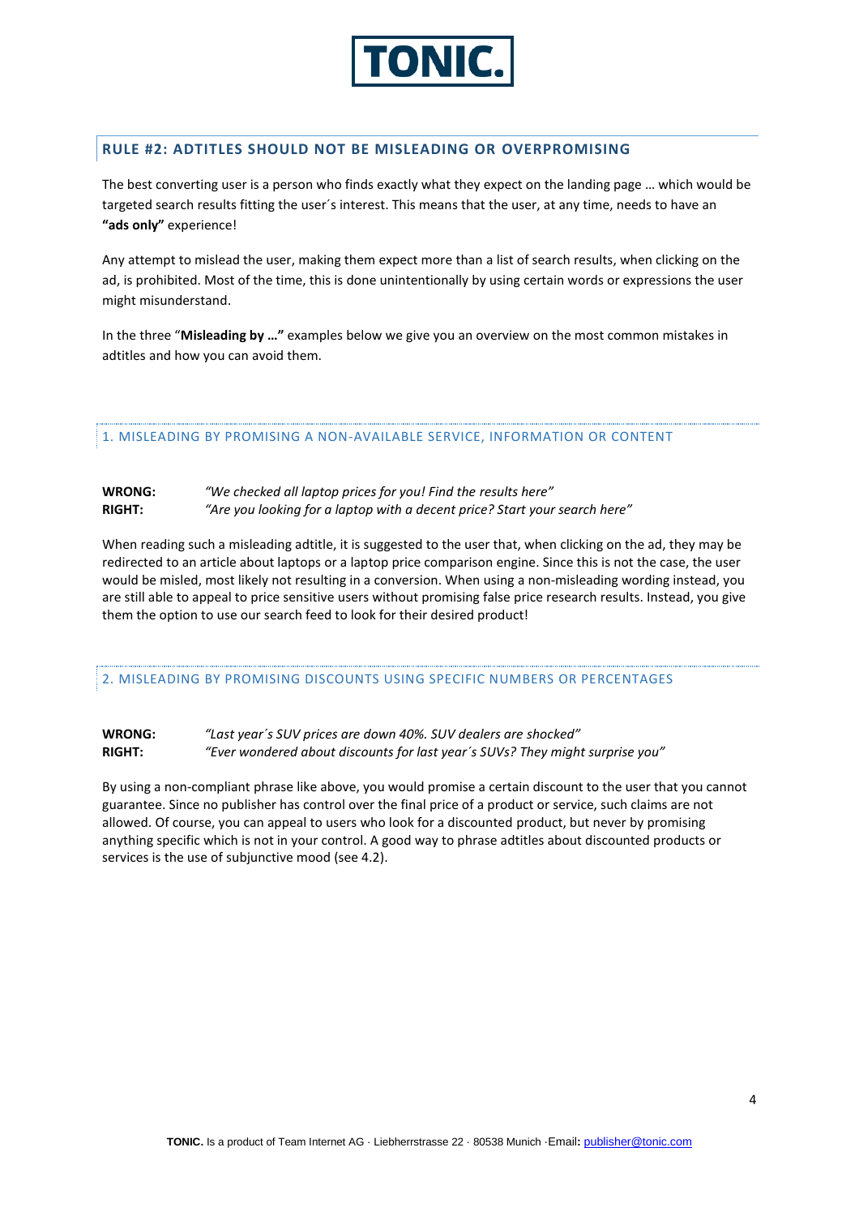## RULE #2: ADTITLES SHOULD NOT BE MISLEADING OR OVERPROMISING

The best converting user is a person who finds exactly what they expect on the landing page … which would be targeted search results fitting the user´s interest. This means that the user, at any time, needs to have an **"ads only"** experience!

Any attempt to mislead the user, making them expect more than a list of search results, when clicking on the ad, is prohibited. Most of the time, this is done unintentionally by using certain words or expressions the user might misunderstand.

In the three "**Misleading by …"** examples below we give you an overview on the most common mistakes in adtitles and how you can avoid them.

### 1. MISLEADING BY PROMISING A NON-AVAILABLE SERVICE, INFORMATION OR CONTENT

**WRONG:** *"We checked all laptop prices for you! Find the results here"*
**RIGHT:** *"Are you looking for a laptop with a decent price? Start your search here"*

When reading such a misleading adtitle, it is suggested to the user that, when clicking on the ad, they may be redirected to an article about laptops or a laptop price comparison engine. Since this is not the case, the user would be misled, most likely not resulting in a conversion. When using a non-misleading wording instead, you are still able to appeal to price sensitive users without promising false price research results. Instead, you give them the option to use our search feed to look for their desired product!

### 2. MISLEADING BY PROMISING DISCOUNTS USING SPECIFIC NUMBERS OR PERCENTAGES

**WRONG:** *"Last year´s SUV prices are down 40%. SUV dealers are shocked"*
**RIGHT:** *"Ever wondered about discounts for last year´s SUVs? They might surprise you"*

By using a non-compliant phrase like above, you would promise a certain discount to the user that you cannot guarantee. Since no publisher has control over the final price of a product or service, such claims are not allowed. Of course, you can appeal to users who look for a discounted product, but never by promising anything specific which is not in your control. A good way to phrase adtitles about discounted products or services is the use of subjunctive mood (see 4.2).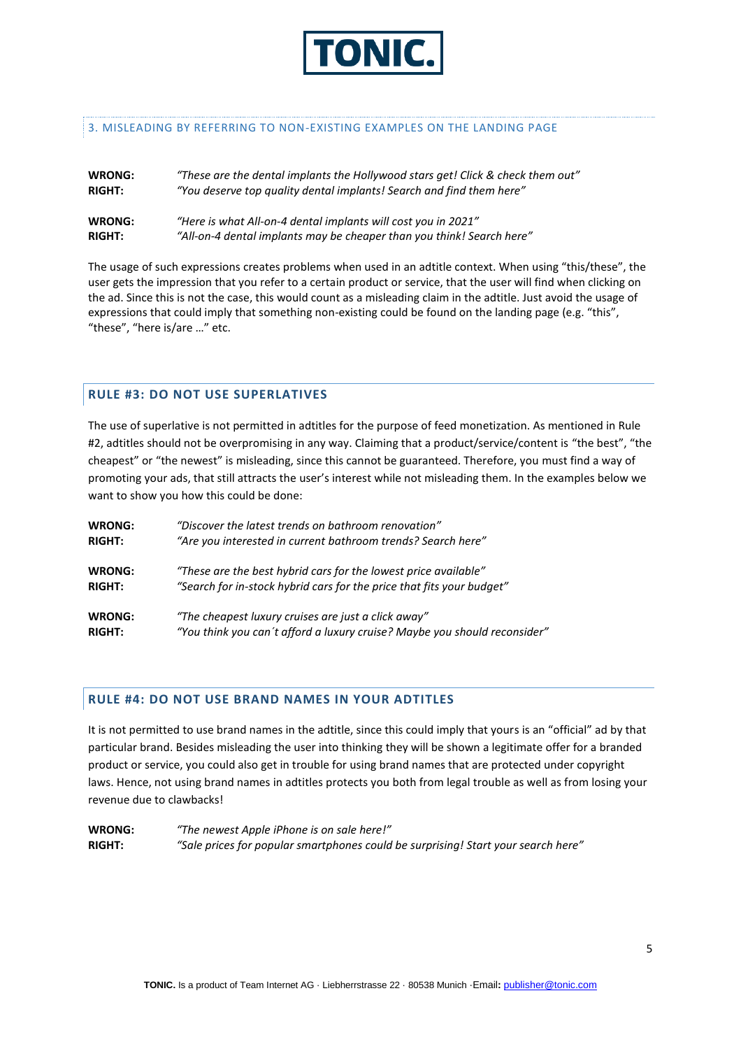### 3. MISLEADING BY REFERRING TO NON-EXISTING EXAMPLES ON THE LANDING PAGE

**WRONG:** *"These are the dental implants the Hollywood stars get! Click & check them out"*
**RIGHT:** *"You deserve top quality dental implants! Search and find them here"*

**WRONG:** *"Here is what All-on-4 dental implants will cost you in 2021"*
**RIGHT:** *"All-on-4 dental implants may be cheaper than you think! Search here"*

The usage of such expressions creates problems when used in an adtitle context. When using "this/these", the user gets the impression that you refer to a certain product or service, that the user will find when clicking on the ad. Since this is not the case, this would count as a misleading claim in the adtitle. Just avoid the usage of expressions that could imply that something non-existing could be found on the landing page (e.g. "this", "these", "here is/are …" etc.

## RULE #3: DO NOT USE SUPERLATIVES

The use of superlative is not permitted in adtitles for the purpose of feed monetization. As mentioned in Rule #2, adtitles should not be overpromising in any way. Claiming that a product/service/content is "the best", "the cheapest" or "the newest" is misleading, since this cannot be guaranteed. Therefore, you must find a way of promoting your ads, that still attracts the user's interest while not misleading them. In the examples below we want to show you how this could be done:

**WRONG:** *"Discover the latest trends on bathroom renovation"*
**RIGHT:** *"Are you interested in current bathroom trends? Search here"*

**WRONG:** *"These are the best hybrid cars for the lowest price available"*
**RIGHT:** *"Search for in-stock hybrid cars for the price that fits your budget"*

**WRONG:** *"The cheapest luxury cruises are just a click away"*
**RIGHT:** *"You think you can´t afford a luxury cruise? Maybe you should reconsider"*

## RULE #4: DO NOT USE BRAND NAMES IN YOUR ADTITLES

It is not permitted to use brand names in the adtitle, since this could imply that yours is an "official" ad by that particular brand. Besides misleading the user into thinking they will be shown a legitimate offer for a branded product or service, you could also get in trouble for using brand names that are protected under copyright laws. Hence, not using brand names in adtitles protects you both from legal trouble as well as from losing your revenue due to clawbacks!

**WRONG:** *"The newest Apple iPhone is on sale here!"*
**RIGHT:** *"Sale prices for popular smartphones could be surprising! Start your search here"*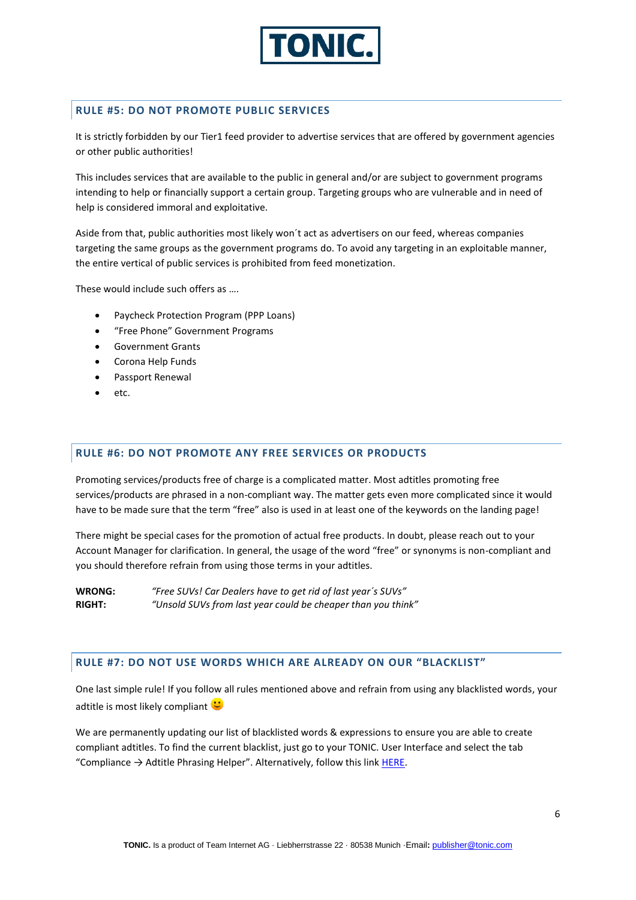## RULE #5: DO NOT PROMOTE PUBLIC SERVICES

It is strictly forbidden by our Tier1 feed provider to advertise services that are offered by government agencies or other public authorities!

This includes services that are available to the public in general and/or are subject to government programs intending to help or financially support a certain group. Targeting groups who are vulnerable and in need of help is considered immoral and exploitative.

Aside from that, public authorities most likely won´t act as advertisers on our feed, whereas companies targeting the same groups as the government programs do. To avoid any targeting in an exploitable manner, the entire vertical of public services is prohibited from feed monetization.

These would include such offers as ….

- Paycheck Protection Program (PPP Loans)
- "Free Phone" Government Programs
- Government Grants
- Corona Help Funds
- Passport Renewal
- etc.

## RULE #6: DO NOT PROMOTE ANY FREE SERVICES OR PRODUCTS

Promoting services/products free of charge is a complicated matter. Most adtitles promoting free services/products are phrased in a non-compliant way. The matter gets even more complicated since it would have to be made sure that the term "free" also is used in at least one of the keywords on the landing page!

There might be special cases for the promotion of actual free products. In doubt, please reach out to your Account Manager for clarification. In general, the usage of the word "free" or synonyms is non-compliant and you should therefore refrain from using those terms in your adtitles.

**WRONG:** *"Free SUVs! Car Dealers have to get rid of last year´s SUVs"*
**RIGHT:** *"Unsold SUVs from last year could be cheaper than you think"*

## RULE #7: DO NOT USE WORDS WHICH ARE ALREADY ON OUR "BLACKLIST"

One last simple rule! If you follow all rules mentioned above and refrain from using any blacklisted words, your adtitle is most likely compliant 🙂

We are permanently updating our list of blacklisted words & expressions to ensure you are able to create compliant adtitles. To find the current blacklist, just go to your TONIC. User Interface and select the tab "Compliance → Adtitle Phrasing Helper". Alternatively, follow this link HERE.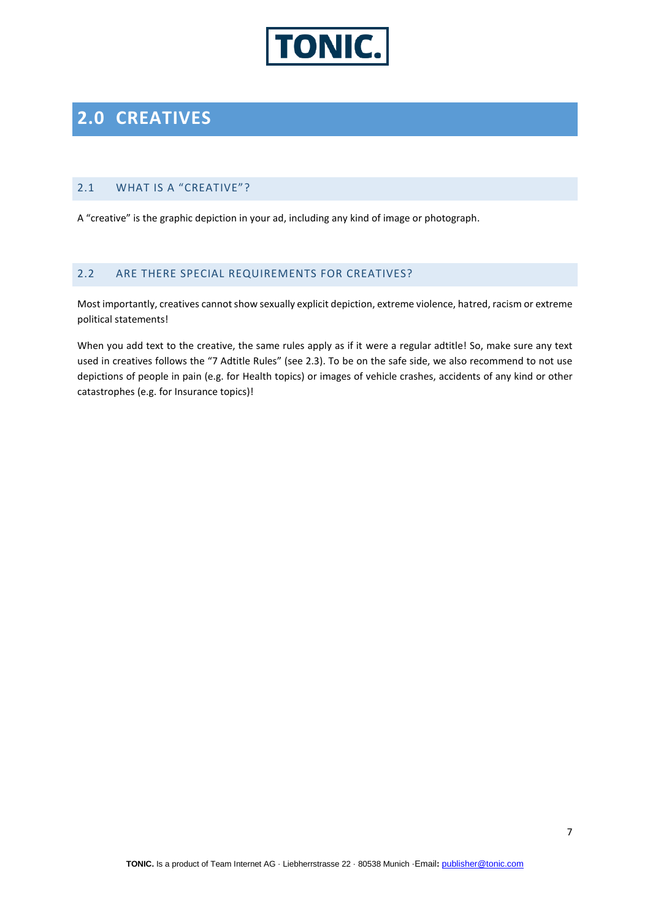# 2.0 CREATIVES

## 2.1 WHAT IS A "CREATIVE"?

A "creative" is the graphic depiction in your ad, including any kind of image or photograph.

## 2.2 ARE THERE SPECIAL REQUIREMENTS FOR CREATIVES?

Most importantly, creatives cannot show sexually explicit depiction, extreme violence, hatred, racism or extreme political statements!

When you add text to the creative, the same rules apply as if it were a regular adtitle! So, make sure any text used in creatives follows the "7 Adtitle Rules" (see 2.3). To be on the safe side, we also recommend to not use depictions of people in pain (e.g. for Health topics) or images of vehicle crashes, accidents of any kind or other catastrophes (e.g. for Insurance topics)!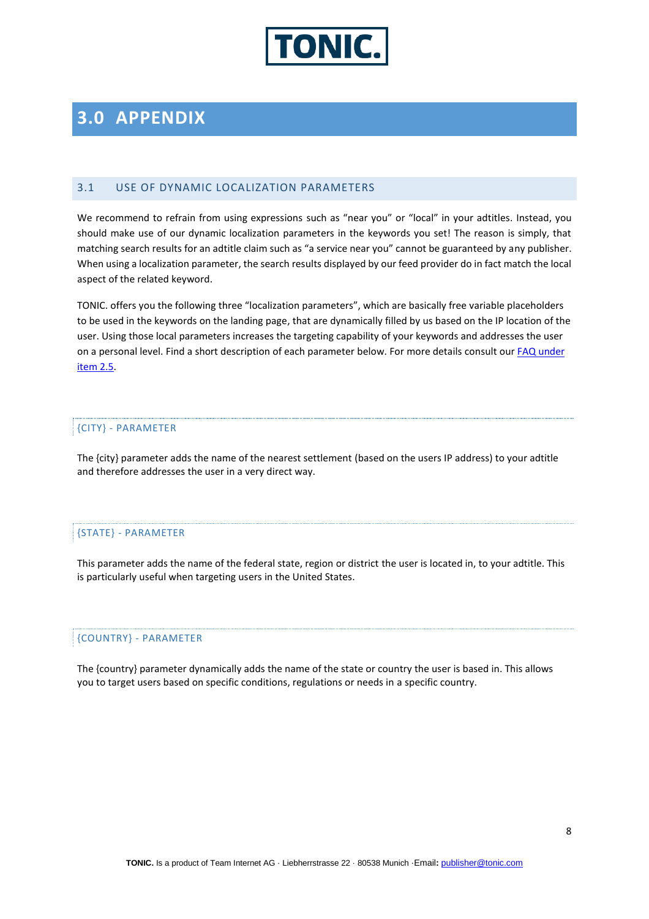# 3.0 APPENDIX

## 3.1 USE OF DYNAMIC LOCALIZATION PARAMETERS

We recommend to refrain from using expressions such as "near you" or "local" in your adtitles. Instead, you should make use of our dynamic localization parameters in the keywords you set! The reason is simply, that matching search results for an adtitle claim such as "a service near you" cannot be guaranteed by any publisher. When using a localization parameter, the search results displayed by our feed provider do in fact match the local aspect of the related keyword.

TONIC. offers you the following three "localization parameters", which are basically free variable placeholders to be used in the keywords on the landing page, that are dynamically filled by us based on the IP location of the user. Using those local parameters increases the targeting capability of your keywords and addresses the user on a personal level. Find a short description of each parameter below. For more details consult our [FAQ under item 2.5](#).

### {CITY} - PARAMETER

The {city} parameter adds the name of the nearest settlement (based on the users IP address) to your adtitle and therefore addresses the user in a very direct way.

### {STATE} - PARAMETER

This parameter adds the name of the federal state, region or district the user is located in, to your adtitle. This is particularly useful when targeting users in the United States.

### {COUNTRY} - PARAMETER

The {country} parameter dynamically adds the name of the state or country the user is based in. This allows you to target users based on specific conditions, regulations or needs in a specific country.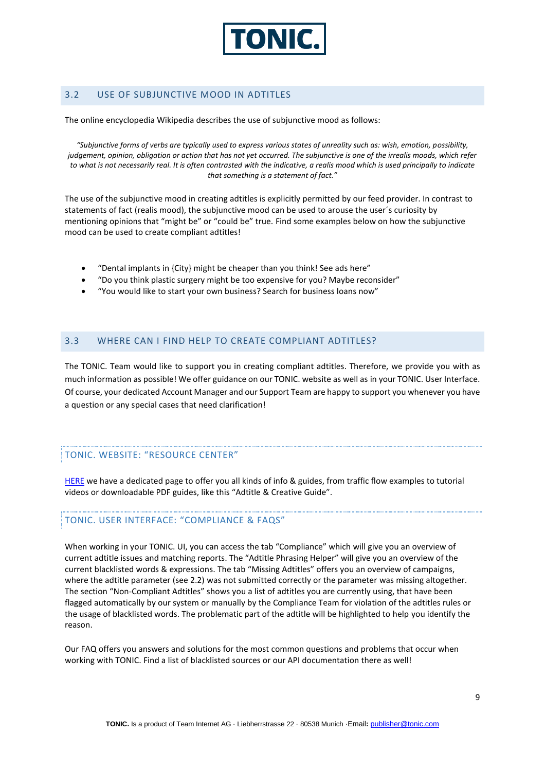## 3.2 USE OF SUBJUNCTIVE MOOD IN ADTITLES

The online encyclopedia Wikipedia describes the use of subjunctive mood as follows:

*"Subjunctive forms of verbs are typically used to express various states of unreality such as: wish, emotion, possibility, judgement, opinion, obligation or action that has not yet occurred. The subjunctive is one of the irrealis moods, which refer to what is not necessarily real. It is often contrasted with the indicative, a realis mood which is used principally to indicate that something is a statement of fact."*

The use of the subjunctive mood in creating adtitles is explicitly permitted by our feed provider. In contrast to statements of fact (realis mood), the subjunctive mood can be used to arouse the user´s curiosity by mentioning opinions that "might be" or "could be" true. Find some examples below on how the subjunctive mood can be used to create compliant adtitles!

- "Dental implants in {City} might be cheaper than you think! See ads here"
- "Do you think plastic surgery might be too expensive for you? Maybe reconsider"
- "You would like to start your own business? Search for business loans now"

## 3.3 WHERE CAN I FIND HELP TO CREATE COMPLIANT ADTITLES?

The TONIC. Team would like to support you in creating compliant adtitles. Therefore, we provide you with as much information as possible! We offer guidance on our TONIC. website as well as in your TONIC. User Interface. Of course, your dedicated Account Manager and our Support Team are happy to support you whenever you have a question or any special cases that need clarification!

### TONIC. WEBSITE: "RESOURCE CENTER"

HERE we have a dedicated page to offer you all kinds of info & guides, from traffic flow examples to tutorial videos or downloadable PDF guides, like this "Adtitle & Creative Guide".

### TONIC. USER INTERFACE: "COMPLIANCE & FAQS"

When working in your TONIC. UI, you can access the tab "Compliance" which will give you an overview of current adtitle issues and matching reports. The "Adtitle Phrasing Helper" will give you an overview of the current blacklisted words & expressions. The tab "Missing Adtitles" offers you an overview of campaigns, where the adtitle parameter (see 2.2) was not submitted correctly or the parameter was missing altogether. The section "Non-Compliant Adtitles" shows you a list of adtitles you are currently using, that have been flagged automatically by our system or manually by the Compliance Team for violation of the adtitles rules or the usage of blacklisted words. The problematic part of the adtitle will be highlighted to help you identify the reason.

Our FAQ offers you answers and solutions for the most common questions and problems that occur when working with TONIC. Find a list of blacklisted sources or our API documentation there as well!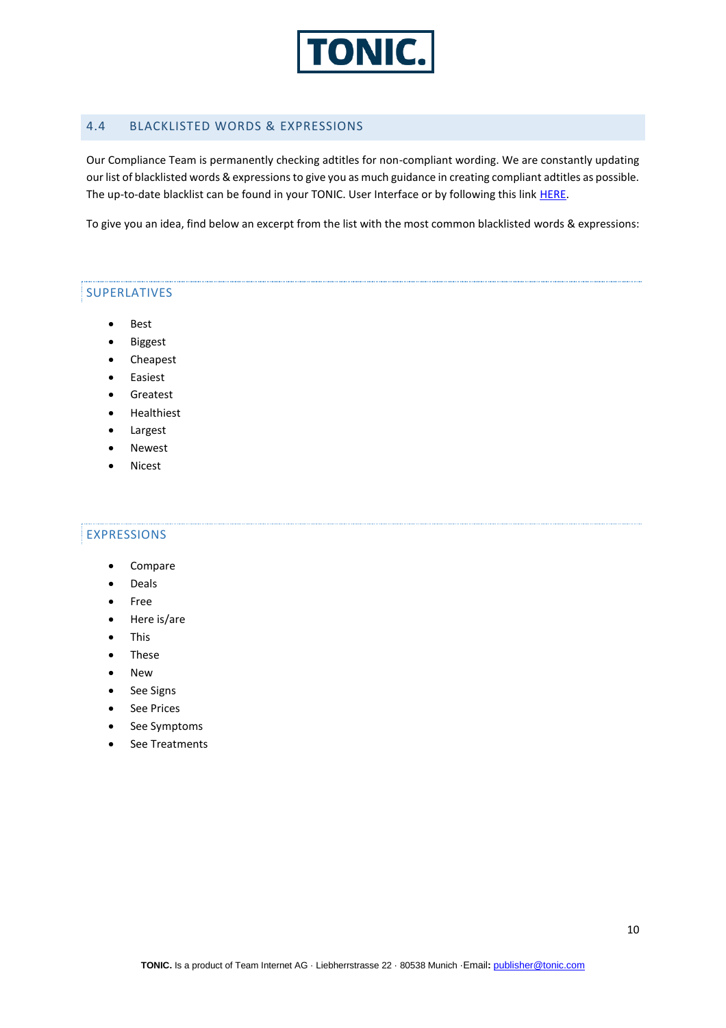## 4.4 BLACKLISTED WORDS & EXPRESSIONS

Our Compliance Team is permanently checking adtitles for non-compliant wording. We are constantly updating our list of blacklisted words & expressions to give you as much guidance in creating compliant adtitles as possible. The up-to-date blacklist can be found in your TONIC. User Interface or by following this link [HERE](HERE).

To give you an idea, find below an excerpt from the list with the most common blacklisted words & expressions:

### SUPERLATIVES

- Best
- Biggest
- Cheapest
- Easiest
- Greatest
- Healthiest
- Largest
- Newest
- Nicest

### EXPRESSIONS

- Compare
- Deals
- Free
- Here is/are
- This
- These
- New
- See Signs
- See Prices
- See Symptoms
- See Treatments

**TONIC.** Is a product of Team Internet AG · Liebherrstrasse 22 · 80538 Munich ·Email**:** publisher@tonic.com